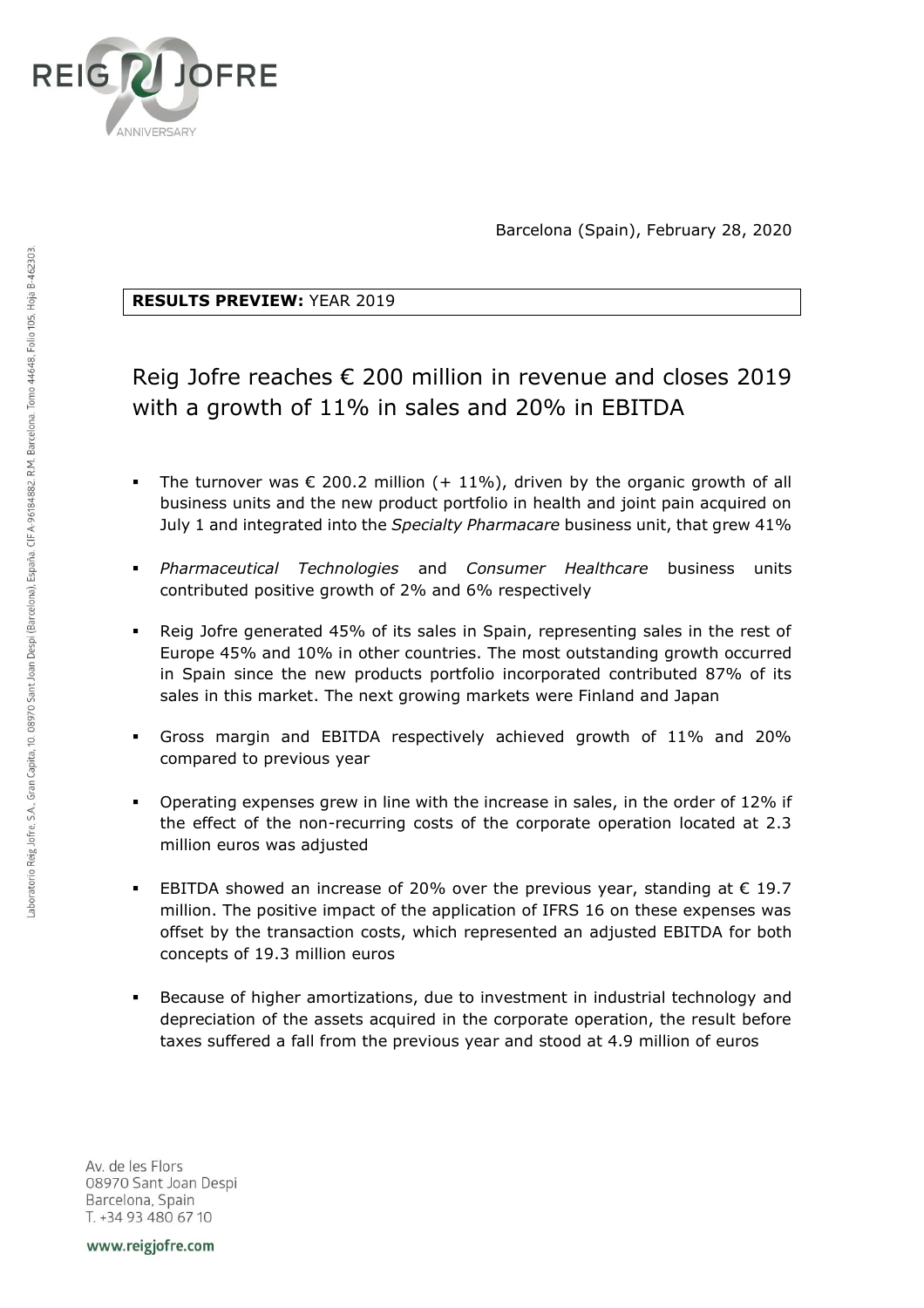Barcelona (Spain), February 28, 2020

**RESULTS PREVIEW:** YEAR 2019

# Reig Jofre reaches € 200 million in revenue and closes 2019 with a growth of 11% in sales and 20% in EBITDA

- The turnover was € 200.2 million (+ 11%), driven by the organic growth of all business units and the new product portfolio in health and joint pain acquired on July 1 and integrated into the *Specialty Pharmacare* business unit, that grew 41%
- *Pharmaceutical Technologies* and *Consumer Healthcare* business units contributed positive growth of 2% and 6% respectively
- Reig Jofre generated 45% of its sales in Spain, representing sales in the rest of Europe 45% and 10% in other countries. The most outstanding growth occurred in Spain since the new products portfolio incorporated contributed 87% of its sales in this market. The next growing markets were Finland and Japan
- Gross margin and EBITDA respectively achieved growth of 11% and 20% compared to previous year
- Operating expenses grew in line with the increase in sales, in the order of 12% if the effect of the non-recurring costs of the corporate operation located at 2.3 million euros was adjusted
- EBITDA showed an increase of 20% over the previous year, standing at € 19.7 million. The positive impact of the application of IFRS 16 on these expenses was offset by the transaction costs, which represented an adjusted EBITDA for both concepts of 19.3 million euros
- Because of higher amortizations, due to investment in industrial technology and depreciation of the assets acquired in the corporate operation, the result before taxes suffered a fall from the previous year and stood at 4.9 million of euros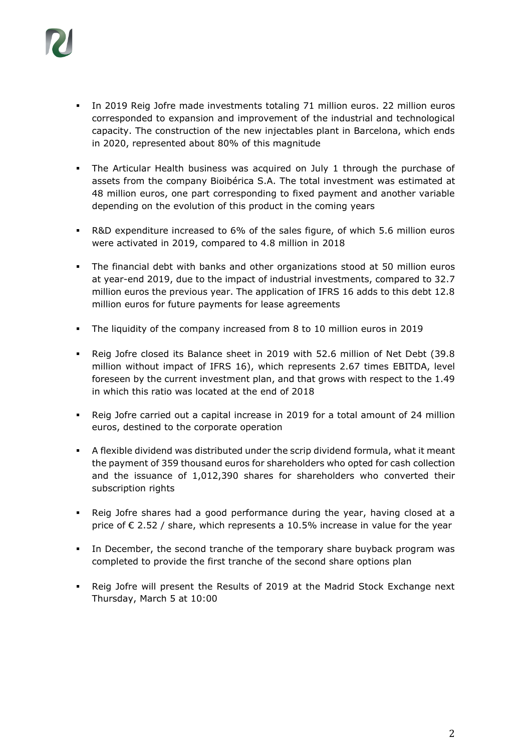- In 2019 Reig Jofre made investments totaling 71 million euros. 22 million euros corresponded to expansion and improvement of the industrial and technological capacity. The construction of the new injectables plant in Barcelona, which ends in 2020, represented about 80% of this magnitude

- The Articular Health business was acquired on July 1 through the purchase of assets from the company Bioibérica S.A. The total investment was estimated at 48 million euros, one part corresponding to fixed payment and another variable depending on the evolution of this product in the coming years

- R&D expenditure increased to 6% of the sales figure, of which 5.6 million euros were activated in 2019, compared to 4.8 million in 2018

- The financial debt with banks and other organizations stood at 50 million euros at year-end 2019, due to the impact of industrial investments, compared to 32.7 million euros the previous year. The application of IFRS 16 adds to this debt 12.8 million euros for future payments for lease agreements

- The liquidity of the company increased from 8 to 10 million euros in 2019

- Reig Jofre closed its Balance sheet in 2019 with 52.6 million of Net Debt (39.8 million without impact of IFRS 16), which represents 2.67 times EBITDA, level foreseen by the current investment plan, and that grows with respect to the 1.49 in which this ratio was located at the end of 2018

- Reig Jofre carried out a capital increase in 2019 for a total amount of 24 million euros, destined to the corporate operation

- A flexible dividend was distributed under the scrip dividend formula, what it meant the payment of 359 thousand euros for shareholders who opted for cash collection and the issuance of 1,012,390 shares for shareholders who converted their subscription rights

- Reig Jofre shares had a good performance during the year, having closed at a price of € 2.52 / share, which represents a 10.5% increase in value for the year

- In December, the second tranche of the temporary share buyback program was completed to provide the first tranche of the second share options plan

- Reig Jofre will present the Results of 2019 at the Madrid Stock Exchange next Thursday, March 5 at 10:00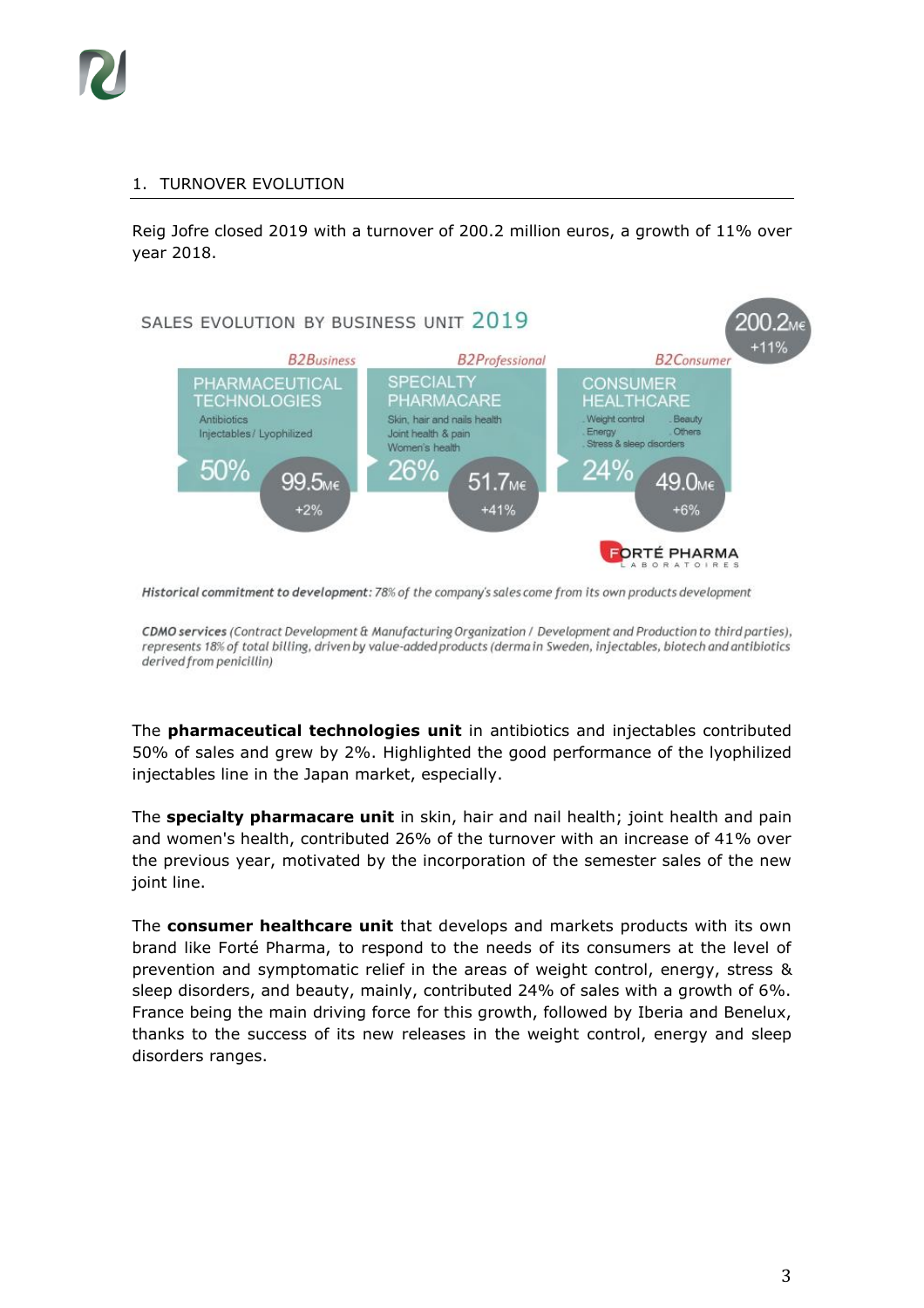## 1. TURNOVER EVOLUTION

Reig Jofre closed 2019 with a turnover of 200.2 million euros, a growth of 11% over year 2018.

SALES EVOLUTION BY BUSINESS UNIT 2019

200.2M€ +11%

| B2Business | B2Professional | B2Consumer |
|---|---|---|
| PHARMACEUTICAL TECHNOLOGIES | SPECIALTY PHARMACARE | CONSUMER HEALTHCARE |
| Antibiotics, Injectables / Lyophilized | Skin, hair and nails health, Joint health & pain, Women's health | Weight control, Energy, Stress & sleep disorders, Beauty, Others |
| 50% | 26% | 24% |
| 99.5M€ +2% | 51.7M€ +41% | 49.0M€ +6% |
| | | FORTÉ PHARMA LABORATOIRES |

***Historical commitment to development:*** *78% of the company's sales come from its own products development*

***CDMO services*** *(Contract Development & Manufacturing Organization / Development and Production to third parties), represents 18% of total billing, driven by value-added products (derma in Sweden, injectables, biotech and antibiotics derived from penicillin)*

The **pharmaceutical technologies unit** in antibiotics and injectables contributed 50% of sales and grew by 2%. Highlighted the good performance of the lyophilized injectables line in the Japan market, especially.

The **specialty pharmacare unit** in skin, hair and nail health; joint health and pain and women's health, contributed 26% of the turnover with an increase of 41% over the previous year, motivated by the incorporation of the semester sales of the new joint line.

The **consumer healthcare unit** that develops and markets products with its own brand like Forté Pharma, to respond to the needs of its consumers at the level of prevention and symptomatic relief in the areas of weight control, energy, stress & sleep disorders, and beauty, mainly, contributed 24% of sales with a growth of 6%. France being the main driving force for this growth, followed by Iberia and Benelux, thanks to the success of its new releases in the weight control, energy and sleep disorders ranges.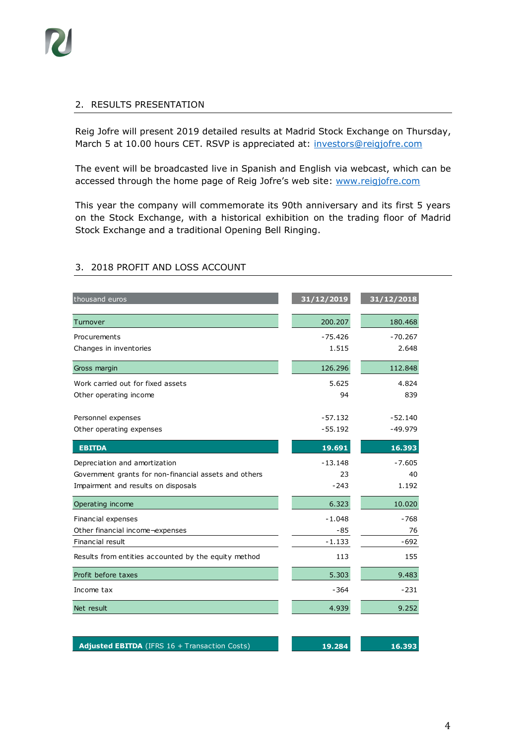## 2. RESULTS PRESENTATION

Reig Jofre will present 2019 detailed results at Madrid Stock Exchange on Thursday, March 5 at 10.00 hours CET. RSVP is appreciated at: investors@reigjofre.com

The event will be broadcasted live in Spanish and English via webcast, which can be accessed through the home page of Reig Jofre's web site: www.reigjofre.com

This year the company will commemorate its 90th anniversary and its first 5 years on the Stock Exchange, with a historical exhibition on the trading floor of Madrid Stock Exchange and a traditional Opening Bell Ringing.

## 3. 2018 PROFIT AND LOSS ACCOUNT

| thousand euros | 31/12/2019 | 31/12/2018 |
|---|---|---|
| Turnover | 200.207 | 180.468 |
| Procurements | -75.426 | -70.267 |
| Changes in inventories | 1.515 | 2.648 |
| Gross margin | 126.296 | 112.848 |
| Work carried out for fixed assets | 5.625 | 4.824 |
| Other operating income | 94 | 839 |
| Personnel expenses | -57.132 | -52.140 |
| Other operating expenses | -55.192 | -49.979 |
| **EBITDA** | **19.691** | **16.393** |
| Depreciation and amortization | -13.148 | -7.605 |
| Government grants for non-financial assets and others | 23 | 40 |
| Impairment and results on disposals | -243 | 1.192 |
| Operating income | 6.323 | 10.020 |
| Financial expenses | -1.048 | -768 |
| Other financial income¬expenses | -85 | 76 |
| Financial result | -1.133 | -692 |
| Results from entities accounted by the equity method | 113 | 155 |
| Profit before taxes | 5.303 | 9.483 |
| Income tax | -364 | -231 |
| Net result | 4.939 | 9.252 |
| **Adjusted EBITDA** (IFRS 16 + Transaction Costs) | **19.284** | **16.393** |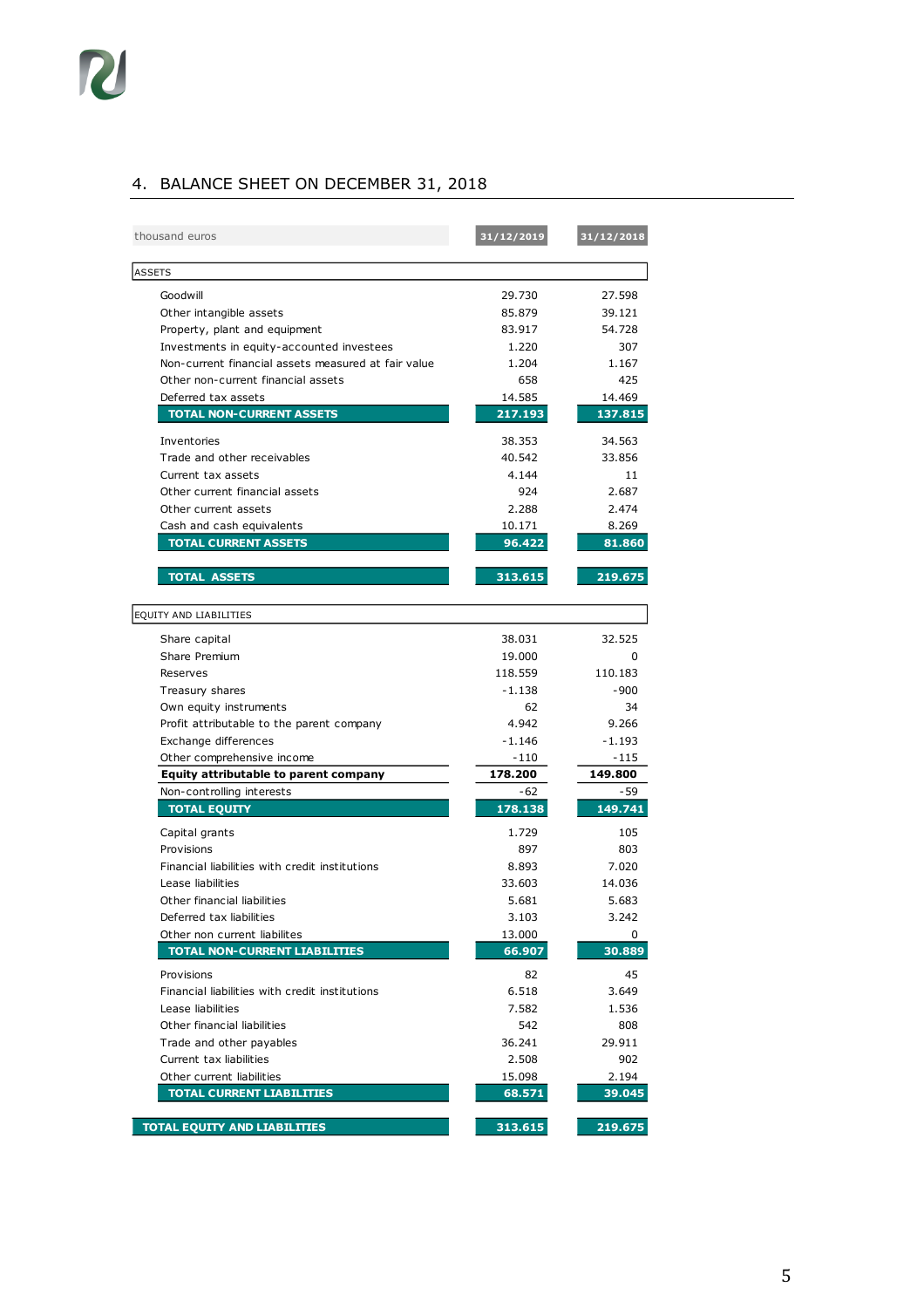## 4. BALANCE SHEET ON DECEMBER 31, 2018

| thousand euros | 31/12/2019 | 31/12/2018 |
|---|---|---|
| **ASSETS** | | |
| Goodwill | 29.730 | 27.598 |
| Other intangible assets | 85.879 | 39.121 |
| Property, plant and equipment | 83.917 | 54.728 |
| Investments in equity-accounted investees | 1.220 | 307 |
| Non-current financial assets measured at fair value | 1.204 | 1.167 |
| Other non-current financial assets | 658 | 425 |
| Deferred tax assets | 14.585 | 14.469 |
| **TOTAL NON-CURRENT ASSETS** | **217.193** | **137.815** |
| Inventories | 38.353 | 34.563 |
| Trade and other receivables | 40.542 | 33.856 |
| Current tax assets | 4.144 | 11 |
| Other current financial assets | 924 | 2.687 |
| Other current assets | 2.288 | 2.474 |
| Cash and cash equivalents | 10.171 | 8.269 |
| **TOTAL CURRENT ASSETS** | **96.422** | **81.860** |
| **TOTAL ASSETS** | **313.615** | **219.675** |
| **EQUITY AND LIABILITIES** | | |
| Share capital | 38.031 | 32.525 |
| Share Premium | 19.000 | 0 |
| Reserves | 118.559 | 110.183 |
| Treasury shares | -1.138 | -900 |
| Own equity instruments | 62 | 34 |
| Profit attributable to the parent company | 4.942 | 9.266 |
| Exchange differences | -1.146 | -1.193 |
| Other comprehensive income | -110 | -115 |
| **Equity attributable to parent company** | **178.200** | **149.800** |
| Non-controlling interests | -62 | -59 |
| **TOTAL EQUITY** | **178.138** | **149.741** |
| Capital grants | 1.729 | 105 |
| Provisions | 897 | 803 |
| Financial liabilities with credit institutions | 8.893 | 7.020 |
| Lease liabilities | 33.603 | 14.036 |
| Other financial liabilities | 5.681 | 5.683 |
| Deferred tax liabilities | 3.103 | 3.242 |
| Other non current liabilites | 13.000 | 0 |
| **TOTAL NON-CURRENT LIABILITIES** | **66.907** | **30.889** |
| Provisions | 82 | 45 |
| Financial liabilities with credit institutions | 6.518 | 3.649 |
| Lease liabilities | 7.582 | 1.536 |
| Other financial liabilities | 542 | 808 |
| Trade and other payables | 36.241 | 29.911 |
| Current tax liabilities | 2.508 | 902 |
| Other current liabilities | 15.098 | 2.194 |
| **TOTAL CURRENT LIABILITIES** | **68.571** | **39.045** |
| **TOTAL EQUITY AND LIABILITIES** | **313.615** | **219.675** |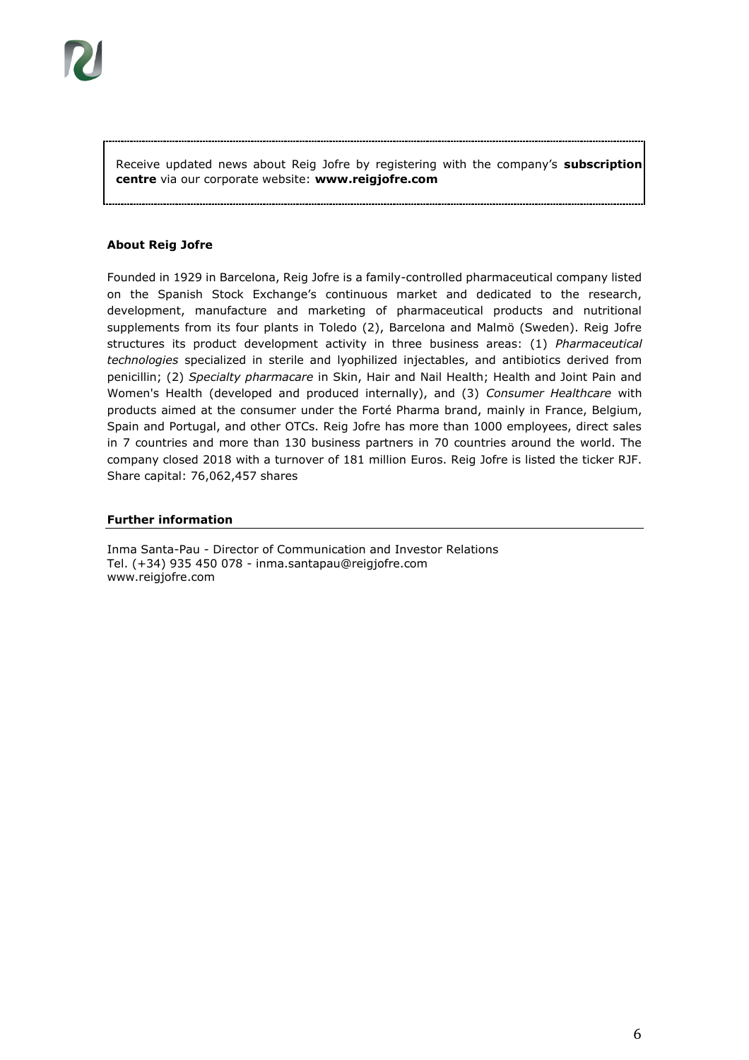Receive updated news about Reig Jofre by registering with the company's **subscription centre** via our corporate website: **www.reigjofre.com**

**About Reig Jofre**

Founded in 1929 in Barcelona, Reig Jofre is a family-controlled pharmaceutical company listed on the Spanish Stock Exchange's continuous market and dedicated to the research, development, manufacture and marketing of pharmaceutical products and nutritional supplements from its four plants in Toledo (2), Barcelona and Malmö (Sweden). Reig Jofre structures its product development activity in three business areas: (1) *Pharmaceutical technologies* specialized in sterile and lyophilized injectables, and antibiotics derived from penicillin; (2) *Specialty pharmacare* in Skin, Hair and Nail Health; Health and Joint Pain and Women's Health (developed and produced internally), and (3) *Consumer Healthcare* with products aimed at the consumer under the Forté Pharma brand, mainly in France, Belgium, Spain and Portugal, and other OTCs. Reig Jofre has more than 1000 employees, direct sales in 7 countries and more than 130 business partners in 70 countries around the world. The company closed 2018 with a turnover of 181 million Euros. Reig Jofre is listed the ticker RJF. Share capital: 76,062,457 shares

**Further information**

Inma Santa-Pau - Director of Communication and Investor Relations
Tel. (+34) 935 450 078 - inma.santapau@reigjofre.com
www.reigjofre.com